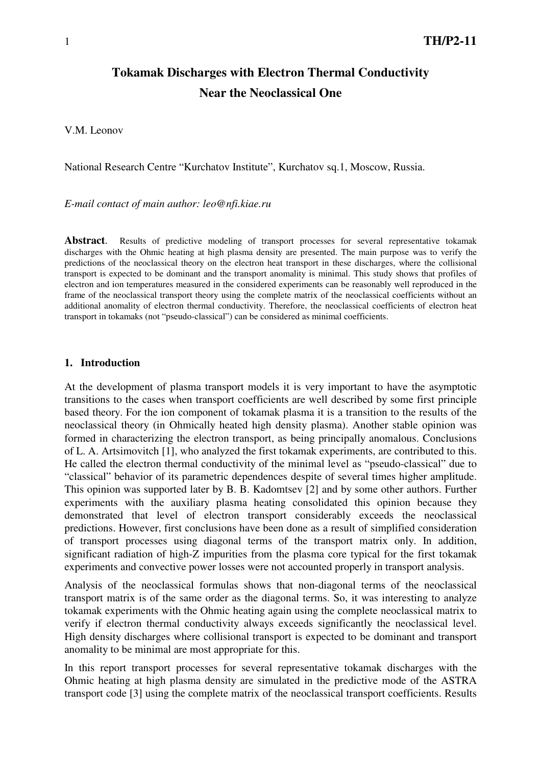# Tokamak Discharges with Electron Thermal Conductivity Near the Neoclassical One

V.M. Leonov

National Research Centre "Kurchatov Institute", Kurchatov sq.1, Moscow, Russia.

*E-mail contact of main author: leo@nfi.kiae.ru*

**Abstract**. Results of predictive modeling of transport processes for several representative tokamak discharges with the Ohmic heating at high plasma density are presented. The main purpose was to verify the predictions of the neoclassical theory on the electron heat transport in these discharges, where the collisional transport is expected to be dominant and the transport anomality is minimal. This study shows that profiles of electron and ion temperatures measured in the considered experiments can be reasonably well reproduced in the frame of the neoclassical transport theory using the complete matrix of the neoclassical coefficients without an additional anomality of electron thermal conductivity. Therefore, the neoclassical coefficients of electron heat transport in tokamaks (not "pseudo-classical") can be considered as minimal coefficients.

## 1. Introduction

At the development of plasma transport models it is very important to have the asymptotic transitions to the cases when transport coefficients are well described by some first principle based theory. For the ion component of tokamak plasma it is a transition to the results of the neoclassical theory (in Ohmically heated high density plasma). Another stable opinion was formed in characterizing the electron transport, as being principally anomalous. Conclusions of L. A. Artsimovitch [1], who analyzed the first tokamak experiments, are contributed to this. He called the electron thermal conductivity of the minimal level as "pseudo-classical" due to "classical" behavior of its parametric dependences despite of several times higher amplitude. This opinion was supported later by B. B. Kadomtsev [2] and by some other authors. Further experiments with the auxiliary plasma heating consolidated this opinion because they demonstrated that level of electron transport considerably exceeds the neoclassical predictions. However, first conclusions have been done as a result of simplified consideration of transport processes using diagonal terms of the transport matrix only. In addition, significant radiation of high-Z impurities from the plasma core typical for the first tokamak experiments and convective power losses were not accounted properly in transport analysis.

Analysis of the neoclassical formulas shows that non-diagonal terms of the neoclassical transport matrix is of the same order as the diagonal terms. So, it was interesting to analyze tokamak experiments with the Ohmic heating again using the complete neoclassical matrix to verify if electron thermal conductivity always exceeds significantly the neoclassical level. High density discharges where collisional transport is expected to be dominant and transport anomality to be minimal are most appropriate for this.

In this report transport processes for several representative tokamak discharges with the Ohmic heating at high plasma density are simulated in the predictive mode of the ASTRA transport code [3] using the complete matrix of the neoclassical transport coefficients. Results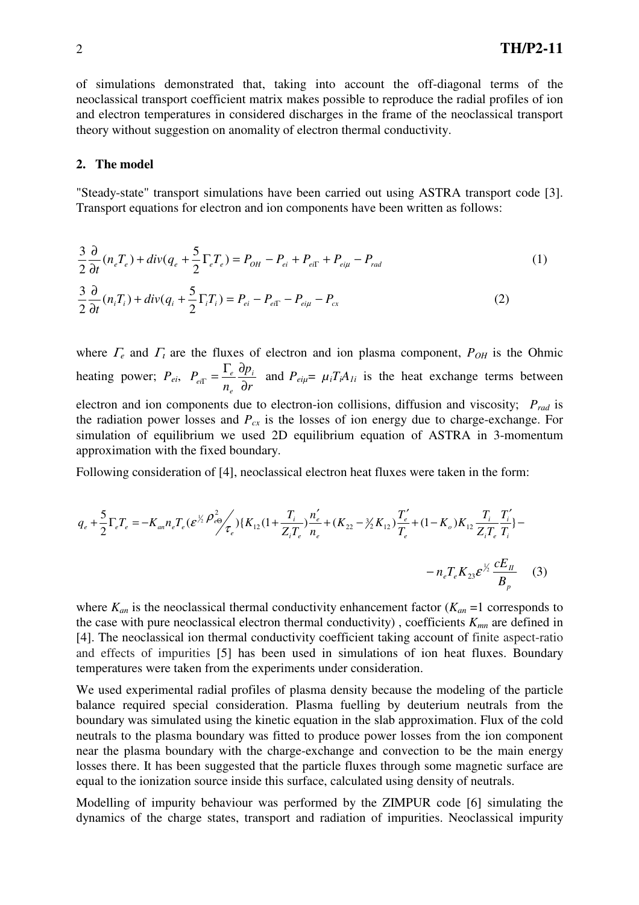of simulations demonstrated that, taking into account the off-diagonal terms of the neoclassical transport coefficient matrix makes possible to reproduce the radial profiles of ion and electron temperatures in considered discharges in the frame of the neoclassical transport theory without suggestion on anomality of electron thermal conductivity.

## 2. The model

"Steady-state" transport simulations have been carried out using ASTRA transport code [3]. Transport equations for electron and ion components have been written as follows:

$$\frac{3}{2}\frac{\partial}{\partial t}(n_e T_e) + div(q_e + \frac{5}{2}\Gamma_e T_e) = P_{OH} - P_{ei} + P_{ei\Gamma} + P_{ei\mu} - P_{rad} \qquad (1)$$

$$\frac{3}{2}\frac{\partial}{\partial t}(n_i T_i) + div(q_i + \frac{5}{2}\Gamma_i T_i) = P_{ei} - P_{ei\Gamma} - P_{ei\mu} - P_{cx} \qquad (2)$$

where $\Gamma_e$ and $\Gamma_i$ are the fluxes of electron and ion plasma component, $P_{OH}$ is the Ohmic heating power; $P_{ei}$, $P_{ei\Gamma} = \frac{\Gamma_e}{n_e}\frac{\partial p_i}{\partial r}$ and $P_{ei\mu} = \mu_i T_i A_{1i}$ is the heat exchange terms between electron and ion components due to electron-ion collisions, diffusion and viscosity; $P_{rad}$ is the radiation power losses and $P_{cx}$ is the losses of ion energy due to charge-exchange. For simulation of equilibrium we used 2D equilibrium equation of ASTRA in 3-momentum approximation with the fixed boundary.

Following consideration of [4], neoclassical electron heat fluxes were taken in the form:

$$q_e + \frac{5}{2}\Gamma_e T_e = -K_{an} n_e T_e (\varepsilon^{1/2}\rho_{e\Theta}^2 / \tau_e)\{K_{12}(1+\frac{T_i}{Z_i T_e})\frac{n_e'}{n_e} + (K_{22} - {}^3\!/_2 K_{12})\frac{T_e'}{T_e} + (1-K_o)K_{12}\frac{T_i}{Z_i T_e}\frac{T_i'}{T_i}\} -$$

$$- n_e T_e K_{23}\varepsilon^{1/2}\frac{cE_{II}}{B_p} \qquad (3)$$

where $K_{an}$ is the neoclassical thermal conductivity enhancement factor ($K_{an}$ =1 corresponds to the case with pure neoclassical electron thermal conductivity) , coefficients $K_{mn}$ are defined in [4]. The neoclassical ion thermal conductivity coefficient taking account of finite aspect-ratio and effects of impurities [5] has been used in simulations of ion heat fluxes. Boundary temperatures were taken from the experiments under consideration.

We used experimental radial profiles of plasma density because the modeling of the particle balance required special consideration. Plasma fuelling by deuterium neutrals from the boundary was simulated using the kinetic equation in the slab approximation. Flux of the cold neutrals to the plasma boundary was fitted to produce power losses from the ion component near the plasma boundary with the charge-exchange and convection to be the main energy losses there. It has been suggested that the particle fluxes through some magnetic surface are equal to the ionization source inside this surface, calculated using density of neutrals.

Modelling of impurity behaviour was performed by the ZIMPUR code [6] simulating the dynamics of the charge states, transport and radiation of impurities. Neoclassical impurity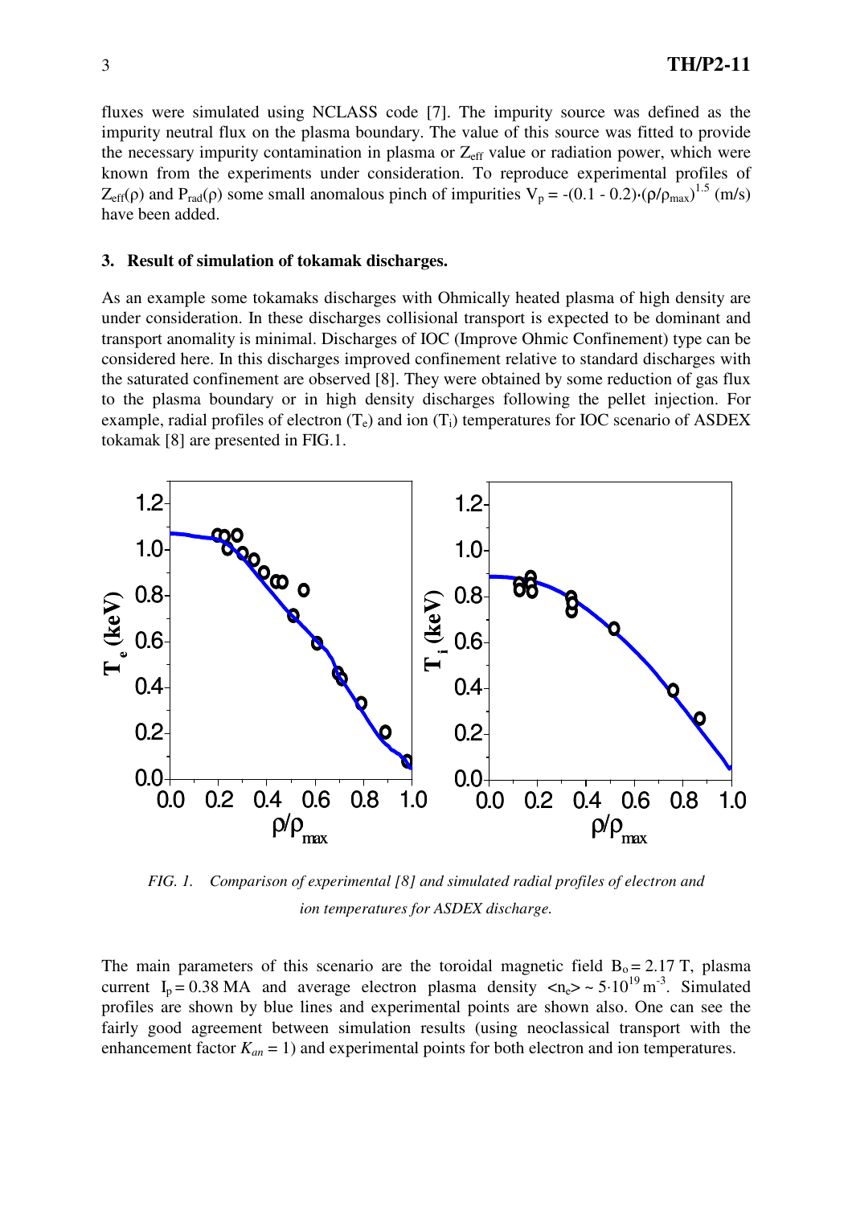fluxes were simulated using NCLASS code [7]. The impurity source was defined as the impurity neutral flux on the plasma boundary. The value of this source was fitted to provide the necessary impurity contamination in plasma or $Z_{eff}$ value or radiation power, which were known from the experiments under consideration. To reproduce experimental profiles of $Z_{eff}(\rho)$ and $P_{rad}(\rho)$ some small anomalous pinch of impurities $V_p = -(0.1 - 0.2)\cdot(\rho/\rho_{max})^{1.5}$ (m/s) have been added.

## 3. Result of simulation of tokamak discharges.

As an example some tokamaks discharges with Ohmically heated plasma of high density are under consideration. In these discharges collisional transport is expected to be dominant and transport anomality is minimal. Discharges of IOC (Improve Ohmic Confinement) type can be considered here. In this discharges improved confinement relative to standard discharges with the saturated confinement are observed [8]. They were obtained by some reduction of gas flux to the plasma boundary or in high density discharges following the pellet injection. For example, radial profiles of electron ($T_e$) and ion ($T_i$) temperatures for IOC scenario of ASDEX tokamak [8] are presented in FIG.1.

*FIG. 1. Comparison of experimental [8] and simulated radial profiles of electron and ion temperatures for ASDEX discharge.*

The main parameters of this scenario are the toroidal magnetic field $B_o = 2.17$ T, plasma current $I_p = 0.38$ MA and average electron plasma density $\langle n_e \rangle \sim 5\cdot10^{19}\,\mathrm{m}^{-3}$. Simulated profiles are shown by blue lines and experimental points are shown also. One can see the fairly good agreement between simulation results (using neoclassical transport with the enhancement factor $K_{an} = 1$) and experimental points for both electron and ion temperatures.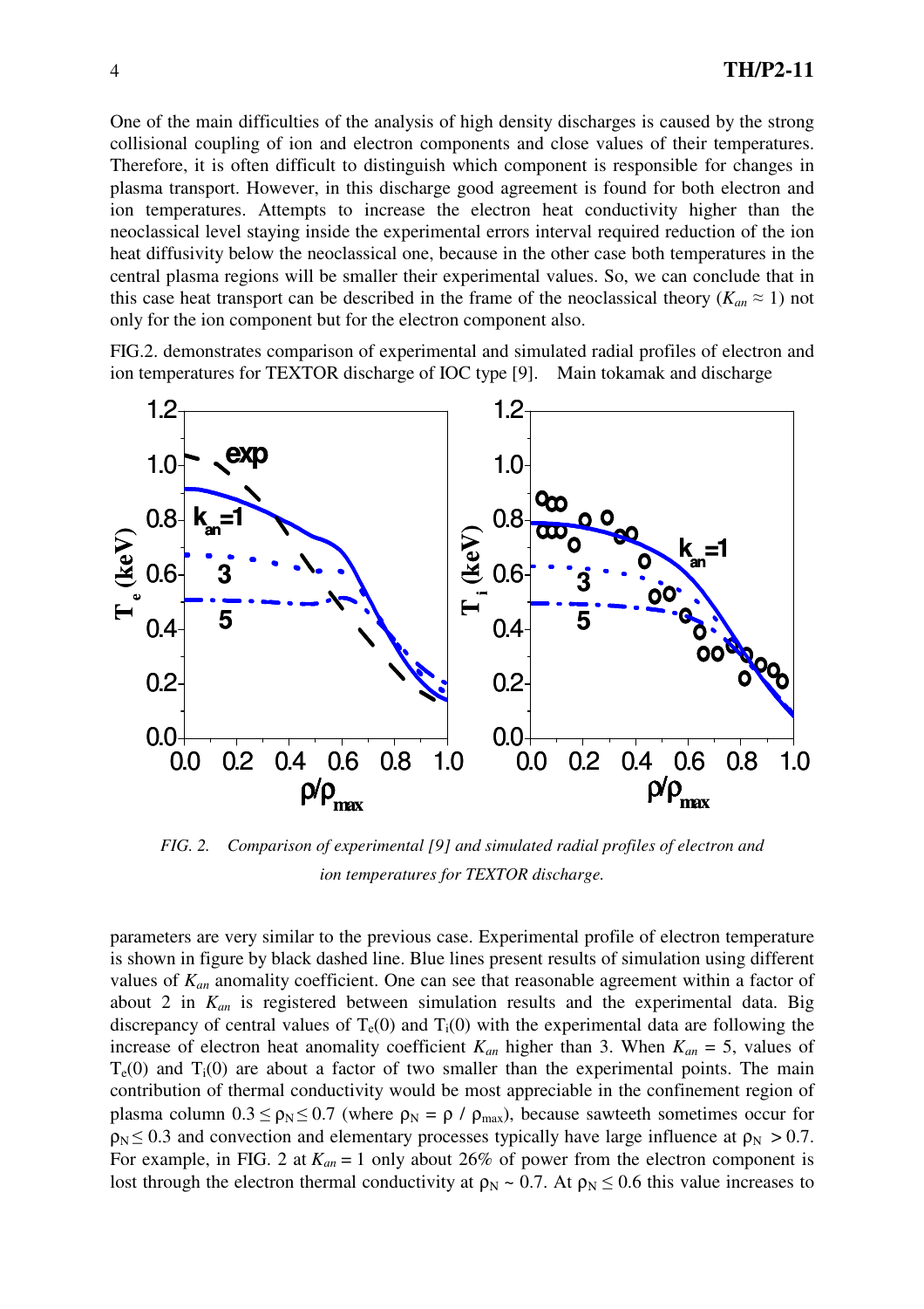One of the main difficulties of the analysis of high density discharges is caused by the strong collisional coupling of ion and electron components and close values of their temperatures. Therefore, it is often difficult to distinguish which component is responsible for changes in plasma transport. However, in this discharge good agreement is found for both electron and ion temperatures. Attempts to increase the electron heat conductivity higher than the neoclassical level staying inside the experimental errors interval required reduction of the ion heat diffusivity below the neoclassical one, because in the other case both temperatures in the central plasma regions will be smaller their experimental values. So, we can conclude that in this case heat transport can be described in the frame of the neoclassical theory ($K_{an} \approx 1$) not only for the ion component but for the electron component also.

FIG.2. demonstrates comparison of experimental and simulated radial profiles of electron and ion temperatures for TEXTOR discharge of IOC type [9]. Main tokamak and discharge parameters are very similar to the previous case. Experimental profile of electron temperature is shown in figure by black dashed line. Blue lines present results of simulation using different values of $K_{an}$ anomality coefficient. One can see that reasonable agreement within a factor of about 2 in $K_{an}$ is registered between simulation results and the experimental data. Big discrepancy of central values of $T_e(0)$ and $T_i(0)$ with the experimental data are following the increase of electron heat anomality coefficient $K_{an}$ higher than 3. When $K_{an} = 5$, values of $T_e(0)$ and $T_i(0)$ are about a factor of two smaller than the experimental points. The main contribution of thermal conductivity would be most appreciable in the confinement region of plasma column $0.3 \le \rho_N \le 0.7$ (where $\rho_N = \rho / \rho_{max}$), because sawteeth sometimes occur for $\rho_N \le 0.3$ and convection and elementary processes typically have large influence at $\rho_N > 0.7$. For example, in FIG. 2 at $K_{an} = 1$ only about 26% of power from the electron component is lost through the electron thermal conductivity at $\rho_N \sim 0.7$. At $\rho_N \le 0.6$ this value increases to

*FIG. 2. Comparison of experimental [9] and simulated radial profiles of electron and ion temperatures for TEXTOR discharge.*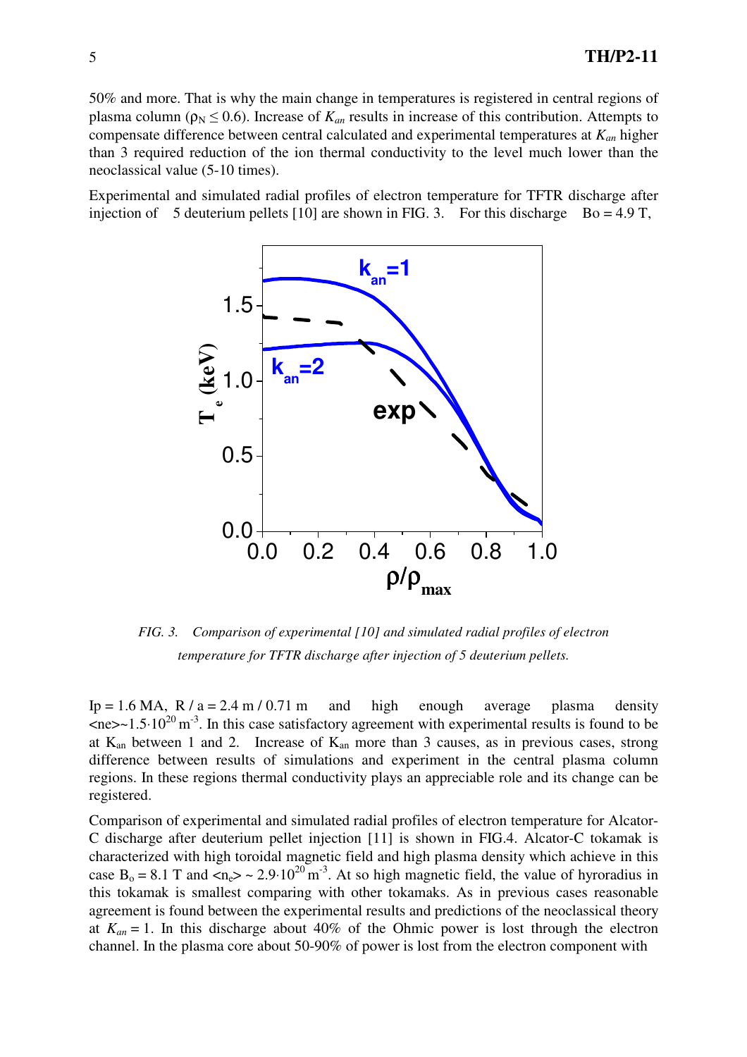50% and more. That is why the main change in temperatures is registered in central regions of plasma column ($\rho_N \leq 0.6$). Increase of $K_{an}$ results in increase of this contribution. Attempts to compensate difference between central calculated and experimental temperatures at $K_{an}$ higher than 3 required reduction of the ion thermal conductivity to the level much lower than the neoclassical value (5-10 times).

Experimental and simulated radial profiles of electron temperature for TFTR discharge after injection of 5 deuterium pellets [10] are shown in FIG. 3. For this discharge $B_o = 4.9$ T,

*FIG. 3. Comparison of experimental [10] and simulated radial profiles of electron temperature for TFTR discharge after injection of 5 deuterium pellets.*

$I_p = 1.6$ MA, $R / a = 2.4$ m / 0.71 m and high enough average plasma density $<n_e> \sim 1.5 \cdot 10^{20}$ m$^{-3}$. In this case satisfactory agreement with experimental results is found to be at $K_{an}$ between 1 and 2. Increase of $K_{an}$ more than 3 causes, as in previous cases, strong difference between results of simulations and experiment in the central plasma column regions. In these regions thermal conductivity plays an appreciable role and its change can be registered.

Comparison of experimental and simulated radial profiles of electron temperature for Alcator-C discharge after deuterium pellet injection [11] is shown in FIG.4. Alcator-C tokamak is characterized with high toroidal magnetic field and high plasma density which achieve in this case $B_o = 8.1$ T and $<n_e> \sim 2.9 \cdot 10^{20}$ m$^{-3}$. At so high magnetic field, the value of hyroradius in this tokamak is smallest comparing with other tokamaks. As in previous cases reasonable agreement is found between the experimental results and predictions of the neoclassical theory at $K_{an} = 1$. In this discharge about 40% of the Ohmic power is lost through the electron channel. In the plasma core about 50-90% of power is lost from the electron component with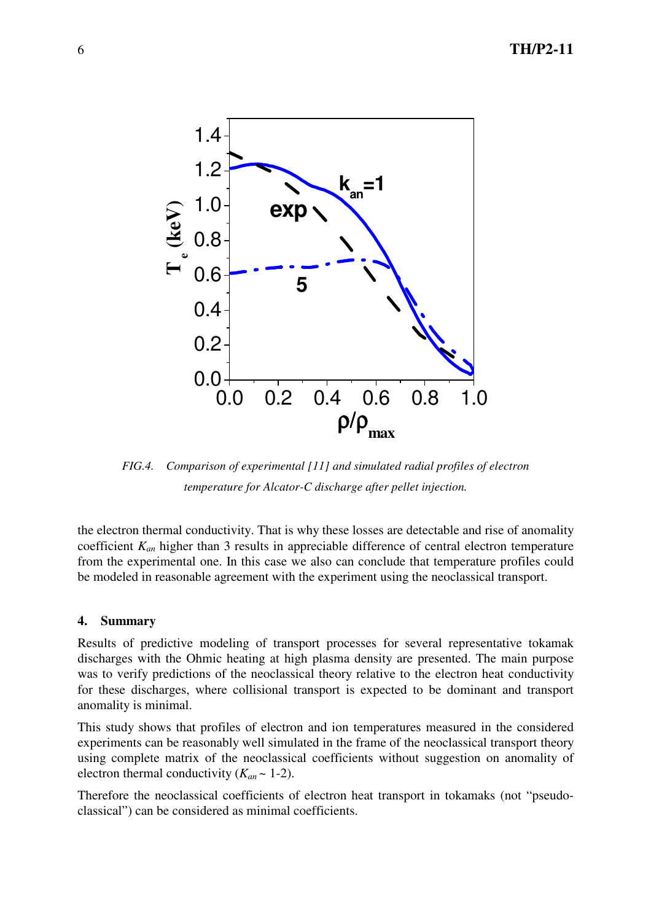*FIG.4. Comparison of experimental [11] and simulated radial profiles of electron temperature for Alcator-C discharge after pellet injection.*

the electron thermal conductivity. That is why these losses are detectable and rise of anomality coefficient $K_{an}$ higher than 3 results in appreciable difference of central electron temperature from the experimental one. In this case we also can conclude that temperature profiles could be modeled in reasonable agreement with the experiment using the neoclassical transport.

## 4. Summary

Results of predictive modeling of transport processes for several representative tokamak discharges with the Ohmic heating at high plasma density are presented. The main purpose was to verify predictions of the neoclassical theory relative to the electron heat conductivity for these discharges, where collisional transport is expected to be dominant and transport anomality is minimal.

This study shows that profiles of electron and ion temperatures measured in the considered experiments can be reasonably well simulated in the frame of the neoclassical transport theory using complete matrix of the neoclassical coefficients without suggestion on anomality of electron thermal conductivity ($K_{an} \sim$ 1-2).

Therefore the neoclassical coefficients of electron heat transport in tokamaks (not "pseudo-classical") can be considered as minimal coefficients.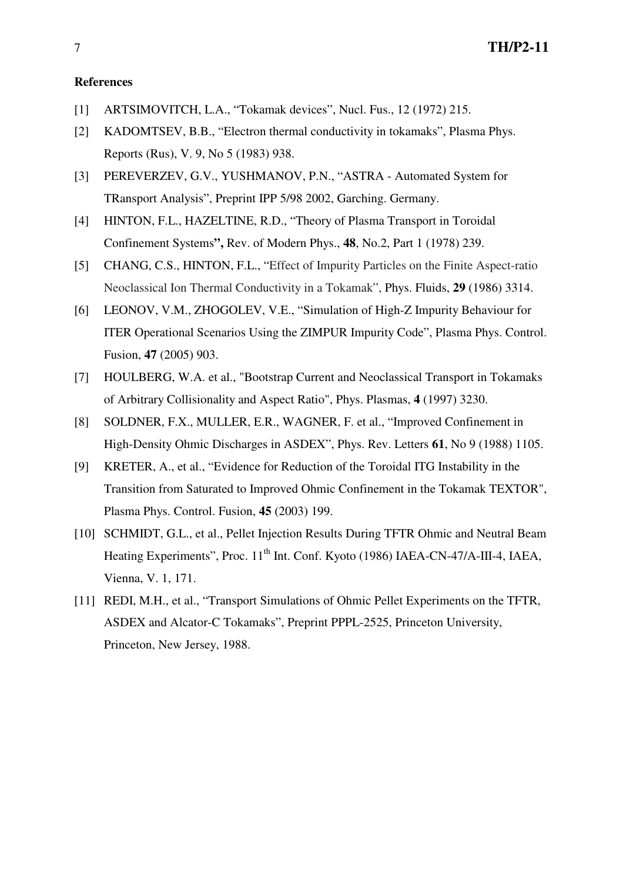**References**

[1] ARTSIMOVITCH, L.A., "Tokamak devices", Nucl. Fus., 12 (1972) 215.

[2] KADOMTSEV, B.B., "Electron thermal conductivity in tokamaks", Plasma Phys. Reports (Rus), V. 9, No 5 (1983) 938.

[3] PEREVERZEV, G.V., YUSHMANOV, P.N., "ASTRA - Automated System for TRansport Analysis", Preprint IPP 5/98 2002, Garching. Germany.

[4] HINTON, F.L., HAZELTINE, R.D., "Theory of Plasma Transport in Toroidal Confinement Systems**",** Rev. of Modern Phys., **48**, No.2, Part 1 (1978) 239.

[5] CHANG, C.S., HINTON, F.L., "Effect of Impurity Particles on the Finite Aspect-ratio Neoclassical Ion Thermal Conductivity in a Tokamak", Phys. Fluids, **29** (1986) 3314.

[6] LEONOV, V.M., ZHOGOLEV, V.E., "Simulation of High-Z Impurity Behaviour for ITER Operational Scenarios Using the ZIMPUR Impurity Code", Plasma Phys. Control. Fusion, **47** (2005) 903.

[7] HOULBERG, W.A. et al., "Bootstrap Current and Neoclassical Transport in Tokamaks of Arbitrary Collisionality and Aspect Ratio", Phys. Plasmas, **4** (1997) 3230.

[8] SOLDNER, F.X., MULLER, E.R., WAGNER, F. et al., "Improved Confinement in High-Density Ohmic Discharges in ASDEX", Phys. Rev. Letters **61**, No 9 (1988) 1105.

[9] KRETER, A., et al., "Evidence for Reduction of the Toroidal ITG Instability in the Transition from Saturated to Improved Ohmic Confinement in the Tokamak TEXTOR", Plasma Phys. Control. Fusion, **45** (2003) 199.

[10] SCHMIDT, G.L., et al., Pellet Injection Results During TFTR Ohmic and Neutral Beam Heating Experiments", Proc. 11th Int. Conf. Kyoto (1986) IAEA-CN-47/A-III-4, IAEA, Vienna, V. 1, 171.

[11] REDI, M.H., et al., "Transport Simulations of Ohmic Pellet Experiments on the TFTR, ASDEX and Alcator-C Tokamaks", Preprint PPPL-2525, Princeton University, Princeton, New Jersey, 1988.